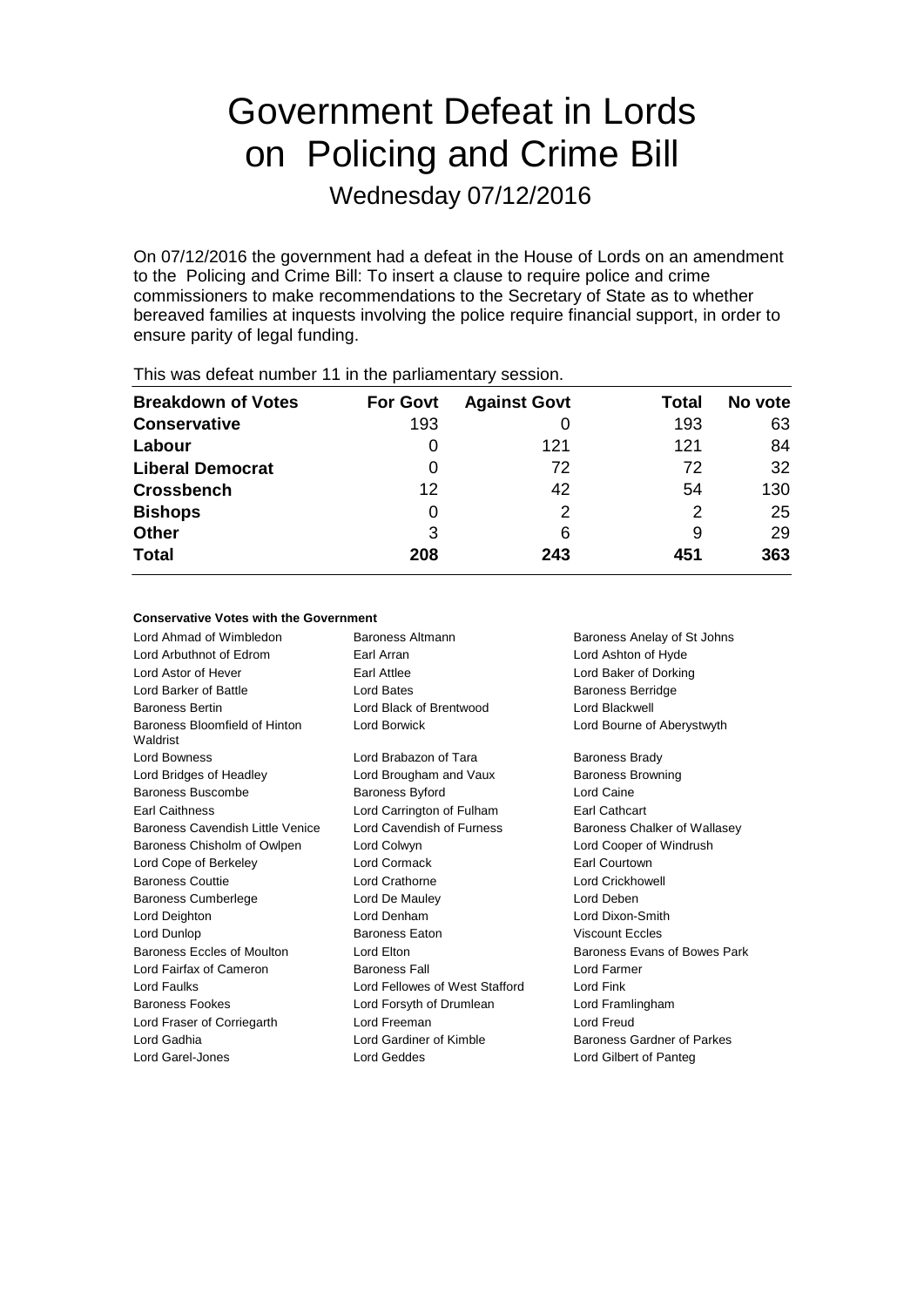# Government Defeat in Lords on Policing and Crime Bill

Wednesday 07/12/2016

On 07/12/2016 the government had a defeat in the House of Lords on an amendment to the Policing and Crime Bill: To insert a clause to require police and crime commissioners to make recommendations to the Secretary of State as to whether bereaved families at inquests involving the police require financial support, in order to ensure parity of legal funding.

This was defeat number 11 in the parliamentary session.

| Breakdown of Votes | For Govt | Against Govt | Total | No vote |
|---|---|---|---|---|
| **Conservative** | 193 | 0 | 193 | 63 |
| **Labour** | 0 | 121 | 121 | 84 |
| **Liberal Democrat** | 0 | 72 | 72 | 32 |
| **Crossbench** | 12 | 42 | 54 | 130 |
| **Bishops** | 0 | 2 | 2 | 25 |
| **Other** | 3 | 6 | 9 | 29 |
| **Total** | 208 | 243 | 451 | 363 |

#### Conservative Votes with the Government

Lord Ahmad of Wimbledon
Baroness Altmann
Baroness Anelay of St Johns
Lord Arbuthnot of Edrom
Earl Arran
Lord Ashton of Hyde
Lord Astor of Hever
Earl Attlee
Lord Baker of Dorking
Lord Barker of Battle
Lord Bates
Baroness Berridge
Baroness Bertin
Lord Black of Brentwood
Lord Blackwell
Baroness Bloomfield of Hinton Waldrist
Lord Borwick
Lord Bourne of Aberystwyth
Lord Bowness
Lord Brabazon of Tara
Baroness Brady
Lord Bridges of Headley
Lord Brougham and Vaux
Baroness Browning
Baroness Buscombe
Baroness Byford
Lord Caine
Earl Caithness
Lord Carrington of Fulham
Earl Cathcart
Baroness Cavendish Little Venice
Lord Cavendish of Furness
Baroness Chalker of Wallasey
Baroness Chisholm of Owlpen
Lord Colwyn
Lord Cooper of Windrush
Lord Cope of Berkeley
Lord Cormack
Earl Courtown
Baroness Couttie
Lord Crathorne
Lord Crickhowell
Baroness Cumberlege
Lord De Mauley
Lord Deben
Lord Deighton
Lord Denham
Lord Dixon-Smith
Lord Dunlop
Baroness Eaton
Viscount Eccles
Baroness Eccles of Moulton
Lord Elton
Baroness Evans of Bowes Park
Lord Fairfax of Cameron
Baroness Fall
Lord Farmer
Lord Faulks
Lord Fellowes of West Stafford
Lord Fink
Baroness Fookes
Lord Forsyth of Drumlean
Lord Framlingham
Lord Fraser of Corriegarth
Lord Freeman
Lord Freud
Lord Gadhia
Lord Gardiner of Kimble
Baroness Gardner of Parkes
Lord Garel-Jones
Lord Geddes
Lord Gilbert of Panteg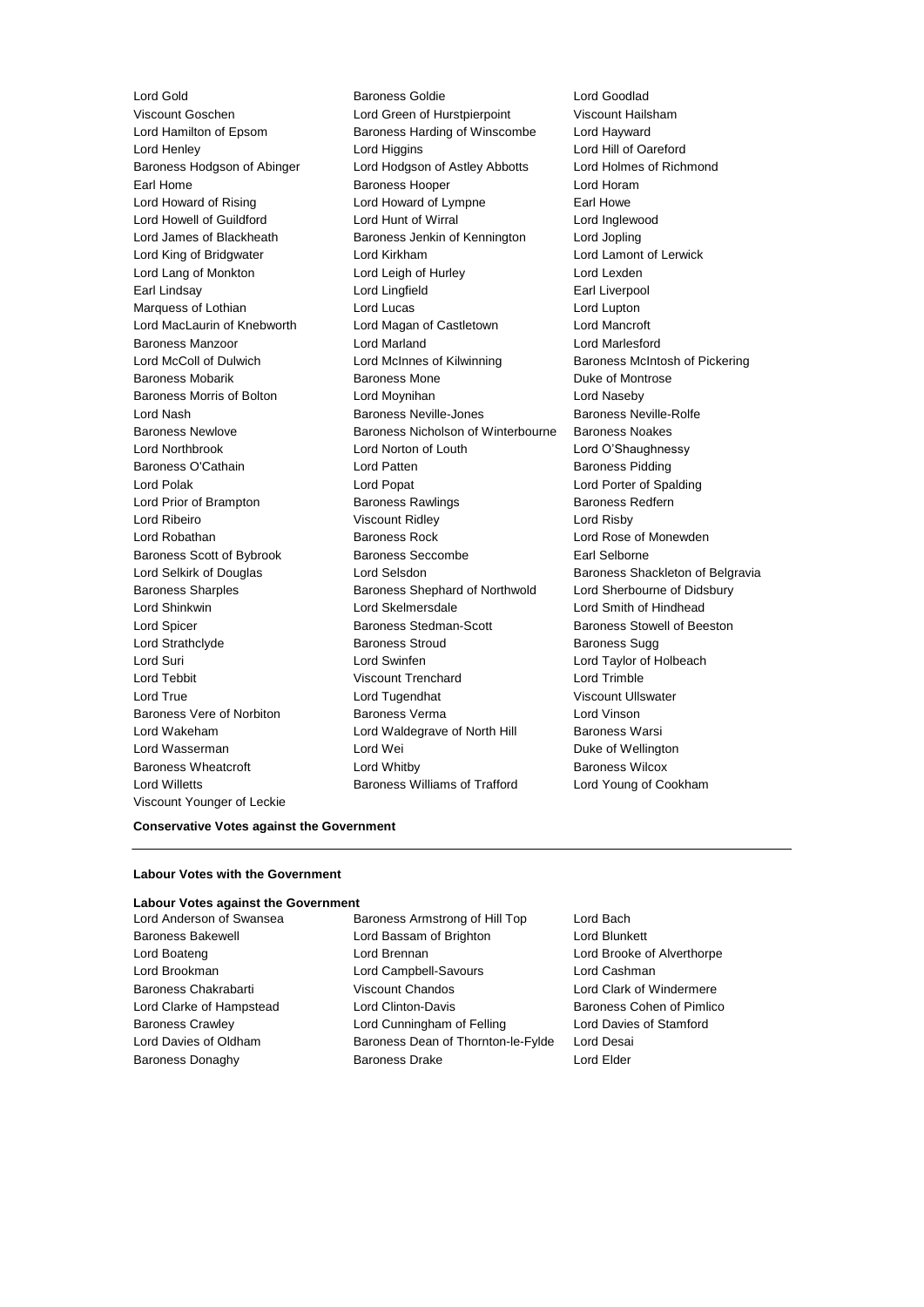Lord Gold
Baroness Goldie
Lord Goodlad
Viscount Goschen
Lord Green of Hurstpierpoint
Viscount Hailsham
Lord Hamilton of Epsom
Baroness Harding of Winscombe
Lord Hayward
Lord Henley
Lord Higgins
Lord Hill of Oareford
Baroness Hodgson of Abinger
Lord Hodgson of Astley Abbotts
Lord Holmes of Richmond
Earl Home
Baroness Hooper
Lord Horam
Lord Howard of Rising
Lord Howard of Lympne
Earl Howe
Lord Howell of Guildford
Lord Hunt of Wirral
Lord Inglewood
Lord James of Blackheath
Baroness Jenkin of Kennington
Lord Jopling
Lord King of Bridgwater
Lord Kirkham
Lord Lamont of Lerwick
Lord Lang of Monkton
Lord Leigh of Hurley
Lord Lexden
Earl Lindsay
Lord Lingfield
Earl Liverpool
Marquess of Lothian
Lord Lucas
Lord Lupton
Lord MacLaurin of Knebworth
Lord Magan of Castletown
Lord Mancroft
Baroness Manzoor
Lord Marland
Lord Marlesford
Lord McColl of Dulwich
Lord McInnes of Kilwinning
Baroness McIntosh of Pickering
Baroness Mobarik
Baroness Mone
Duke of Montrose
Baroness Morris of Bolton
Lord Moynihan
Lord Naseby
Lord Nash
Baroness Neville-Jones
Baroness Neville-Rolfe
Baroness Newlove
Baroness Nicholson of Winterbourne
Baroness Noakes
Lord Northbrook
Lord Norton of Louth
Lord O'Shaughnessy
Baroness O'Cathain
Lord Patten
Baroness Pidding
Lord Polak
Lord Popat
Lord Porter of Spalding
Lord Prior of Brampton
Baroness Rawlings
Baroness Redfern
Lord Ribeiro
Viscount Ridley
Lord Risby
Lord Robathan
Baroness Rock
Lord Rose of Monewden
Baroness Scott of Bybrook
Baroness Seccombe
Earl Selborne
Lord Selkirk of Douglas
Lord Selsdon
Baroness Shackleton of Belgravia
Baroness Sharples
Baroness Shephard of Northwold
Lord Sherbourne of Didsbury
Lord Shinkwin
Lord Skelmersdale
Lord Smith of Hindhead
Lord Spicer
Baroness Stedman-Scott
Baroness Stowell of Beeston
Lord Strathclyde
Baroness Stroud
Baroness Sugg
Lord Suri
Lord Swinfen
Lord Taylor of Holbeach
Lord Tebbit
Viscount Trenchard
Lord Trimble
Lord True
Lord Tugendhat
Viscount Ullswater
Baroness Vere of Norbiton
Baroness Verma
Lord Vinson
Lord Wakeham
Lord Waldegrave of North Hill
Baroness Warsi
Lord Wasserman
Lord Wei
Duke of Wellington
Baroness Wheatcroft
Lord Whitby
Baroness Wilcox
Lord Willetts
Baroness Williams of Trafford
Lord Young of Cookham
Viscount Younger of Leckie

**Conservative Votes against the Government**

---

**Labour Votes with the Government**

**Labour Votes against the Government**

Lord Anderson of Swansea
Baroness Armstrong of Hill Top
Lord Bach
Baroness Bakewell
Lord Bassam of Brighton
Lord Blunkett
Lord Boateng
Lord Brennan
Lord Brooke of Alverthorpe
Lord Brookman
Lord Campbell-Savours
Lord Cashman
Baroness Chakrabarti
Viscount Chandos
Lord Clark of Windermere
Lord Clarke of Hampstead
Lord Clinton-Davis
Baroness Cohen of Pimlico
Baroness Crawley
Lord Cunningham of Felling
Lord Davies of Stamford
Lord Davies of Oldham
Baroness Dean of Thornton-le-Fylde
Lord Desai
Baroness Donaghy
Baroness Drake
Lord Elder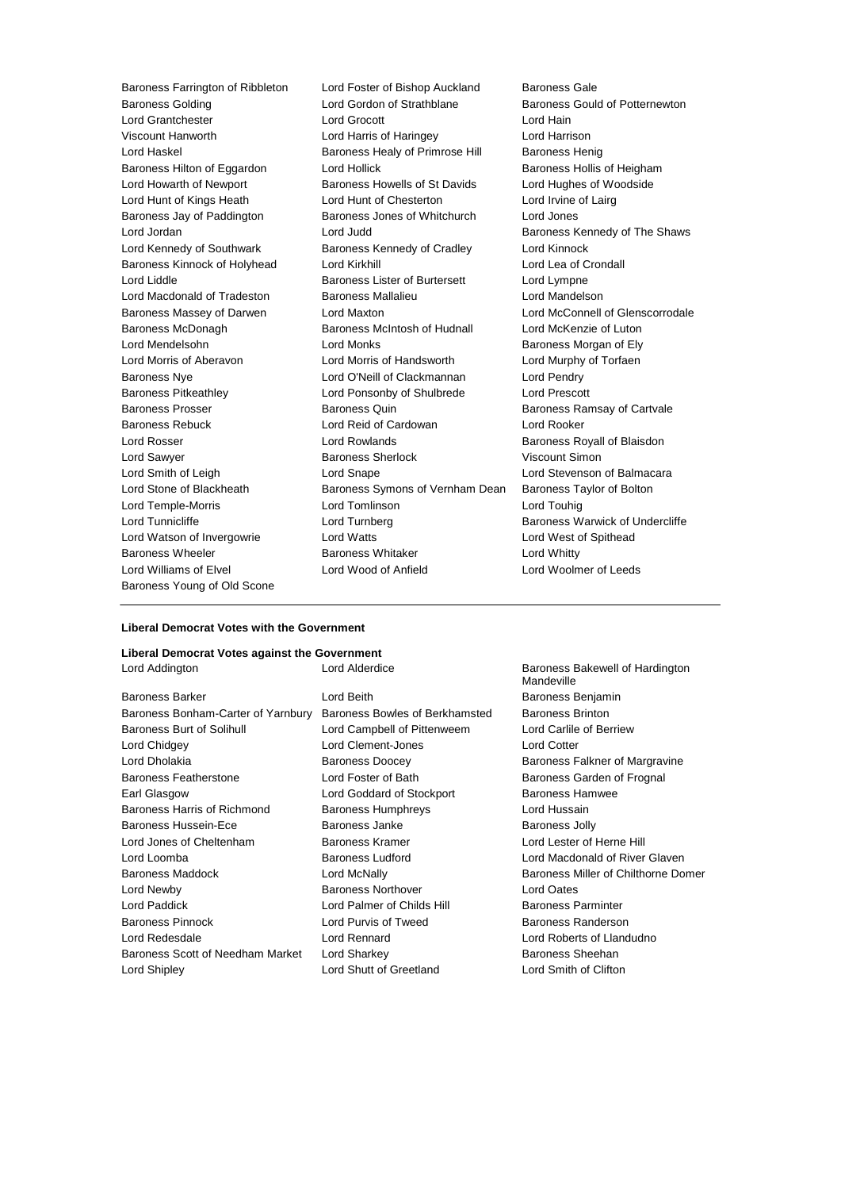Baroness Farrington of Ribbleton
Lord Foster of Bishop Auckland
Baroness Gale
Baroness Golding
Lord Gordon of Strathblane
Baroness Gould of Potternewton
Lord Grantchester
Lord Grocott
Lord Hain
Viscount Hanworth
Lord Harris of Haringey
Lord Harrison
Lord Haskel
Baroness Healy of Primrose Hill
Baroness Henig
Baroness Hilton of Eggardon
Lord Hollick
Baroness Hollis of Heigham
Lord Howarth of Newport
Baroness Howells of St Davids
Lord Hughes of Woodside
Lord Hunt of Kings Heath
Lord Hunt of Chesterton
Lord Irvine of Lairg
Baroness Jay of Paddington
Baroness Jones of Whitchurch
Lord Jones
Lord Jordan
Lord Judd
Baroness Kennedy of The Shaws
Lord Kennedy of Southwark
Baroness Kennedy of Cradley
Lord Kinnock
Baroness Kinnock of Holyhead
Lord Kirkhill
Lord Lea of Crondall
Lord Liddle
Baroness Lister of Burtersett
Lord Lympne
Lord Macdonald of Tradeston
Baroness Mallalieu
Lord Mandelson
Baroness Massey of Darwen
Lord Maxton
Lord McConnell of Glenscorrodale
Baroness McDonagh
Baroness McIntosh of Hudnall
Lord McKenzie of Luton
Lord Mendelsohn
Lord Monks
Baroness Morgan of Ely
Lord Morris of Aberavon
Lord Morris of Handsworth
Lord Murphy of Torfaen
Baroness Nye
Lord O'Neill of Clackmannan
Lord Pendry
Baroness Pitkeathley
Lord Ponsonby of Shulbrede
Lord Prescott
Baroness Prosser
Baroness Quin
Baroness Ramsay of Cartvale
Baroness Rebuck
Lord Reid of Cardowan
Lord Rooker
Lord Rosser
Lord Rowlands
Baroness Royall of Blaisdon
Lord Sawyer
Baroness Sherlock
Viscount Simon
Lord Smith of Leigh
Lord Snape
Lord Stevenson of Balmacara
Lord Stone of Blackheath
Baroness Symons of Vernham Dean
Baroness Taylor of Bolton
Lord Temple-Morris
Lord Tomlinson
Lord Touhig
Lord Tunnicliffe
Lord Turnberg
Baroness Warwick of Undercliffe
Lord Watson of Invergowrie
Lord Watts
Lord West of Spithead
Baroness Wheeler
Baroness Whitaker
Lord Whitty
Lord Williams of Elvel
Lord Wood of Anfield
Lord Woolmer of Leeds
Baroness Young of Old Scone

---

**Liberal Democrat Votes with the Government**

**Liberal Democrat Votes against the Government**

Lord Addington
Lord Alderdice
Baroness Bakewell of Hardington Mandeville
Baroness Barker
Lord Beith
Baroness Benjamin
Baroness Bonham-Carter of Yarnbury
Baroness Bowles of Berkhamsted
Baroness Brinton
Baroness Burt of Solihull
Lord Campbell of Pittenweem
Lord Carlile of Berriew
Lord Chidgey
Lord Clement-Jones
Lord Cotter
Lord Dholakia
Baroness Doocey
Baroness Falkner of Margravine
Baroness Featherstone
Lord Foster of Bath
Baroness Garden of Frognal
Earl Glasgow
Lord Goddard of Stockport
Baroness Hamwee
Baroness Harris of Richmond
Baroness Humphreys
Lord Hussain
Baroness Hussein-Ece
Baroness Janke
Baroness Jolly
Lord Jones of Cheltenham
Baroness Kramer
Lord Lester of Herne Hill
Lord Loomba
Baroness Ludford
Lord Macdonald of River Glaven
Baroness Maddock
Lord McNally
Baroness Miller of Chilthorne Domer
Lord Newby
Baroness Northover
Lord Oates
Lord Paddick
Lord Palmer of Childs Hill
Baroness Parminter
Baroness Pinnock
Lord Purvis of Tweed
Baroness Randerson
Lord Redesdale
Lord Rennard
Lord Roberts of Llandudno
Baroness Scott of Needham Market
Lord Sharkey
Baroness Sheehan
Lord Shipley
Lord Shutt of Greetland
Lord Smith of Clifton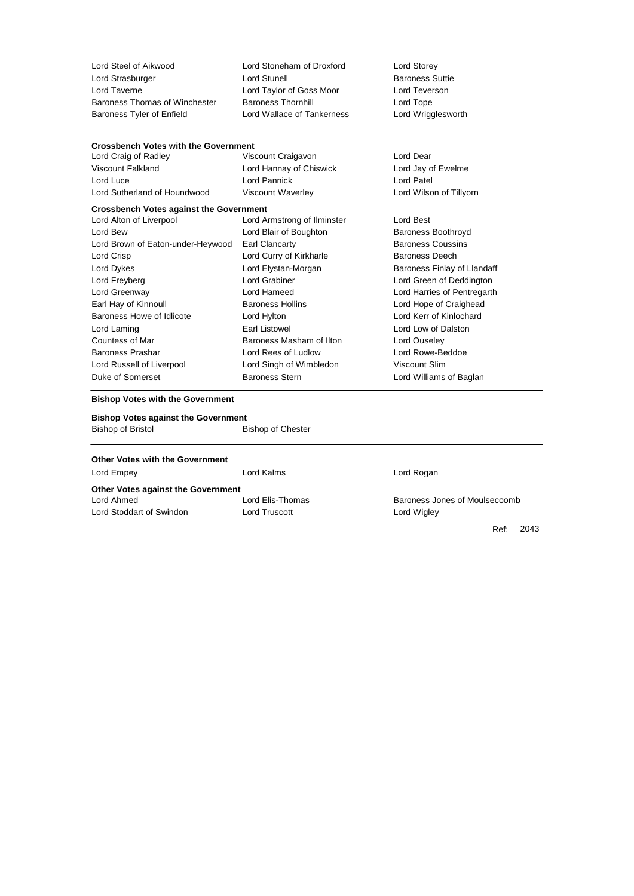| | | |
|---|---|---|
| Lord Steel of Aikwood | Lord Stoneham of Droxford | Lord Storey |
| Lord Strasburger | Lord Stunell | Baroness Suttie |
| Lord Taverne | Lord Taylor of Goss Moor | Lord Teverson |
| Baroness Thomas of Winchester | Baroness Thornhill | Lord Tope |
| Baroness Tyler of Enfield | Lord Wallace of Tankerness | Lord Wrigglesworth |

**Crossbench Votes with the Government**

| | | |
|---|---|---|
| Lord Craig of Radley | Viscount Craigavon | Lord Dear |
| Viscount Falkland | Lord Hannay of Chiswick | Lord Jay of Ewelme |
| Lord Luce | Lord Pannick | Lord Patel |
| Lord Sutherland of Houndwood | Viscount Waverley | Lord Wilson of Tillyorn |

**Crossbench Votes against the Government**

| | | |
|---|---|---|
| Lord Alton of Liverpool | Lord Armstrong of Ilminster | Lord Best |
| Lord Bew | Lord Blair of Boughton | Baroness Boothroyd |
| Lord Brown of Eaton-under-Heywood | Earl Clancarty | Baroness Coussins |
| Lord Crisp | Lord Curry of Kirkharle | Baroness Deech |
| Lord Dykes | Lord Elystan-Morgan | Baroness Finlay of Llandaff |
| Lord Freyberg | Lord Grabiner | Lord Green of Deddington |
| Lord Greenway | Lord Hameed | Lord Harries of Pentregarth |
| Earl Hay of Kinnoull | Baroness Hollins | Lord Hope of Craighead |
| Baroness Howe of Idlicote | Lord Hylton | Lord Kerr of Kinlochard |
| Lord Laming | Earl Listowel | Lord Low of Dalston |
| Countess of Mar | Baroness Masham of Ilton | Lord Ouseley |
| Baroness Prashar | Lord Rees of Ludlow | Lord Rowe-Beddoe |
| Lord Russell of Liverpool | Lord Singh of Wimbledon | Viscount Slim |
| Duke of Somerset | Baroness Stern | Lord Williams of Baglan |

**Bishop Votes with the Government**

**Bishop Votes against the Government**

| | |
|---|---|
| Bishop of Bristol | Bishop of Chester |

**Other Votes with the Government**

| | | |
|---|---|---|
| Lord Empey | Lord Kalms | Lord Rogan |

**Other Votes against the Government**

| | | |
|---|---|---|
| Lord Ahmed | Lord Elis-Thomas | Baroness Jones of Moulsecoomb |
| Lord Stoddart of Swindon | Lord Truscott | Lord Wigley |

Ref: 2043